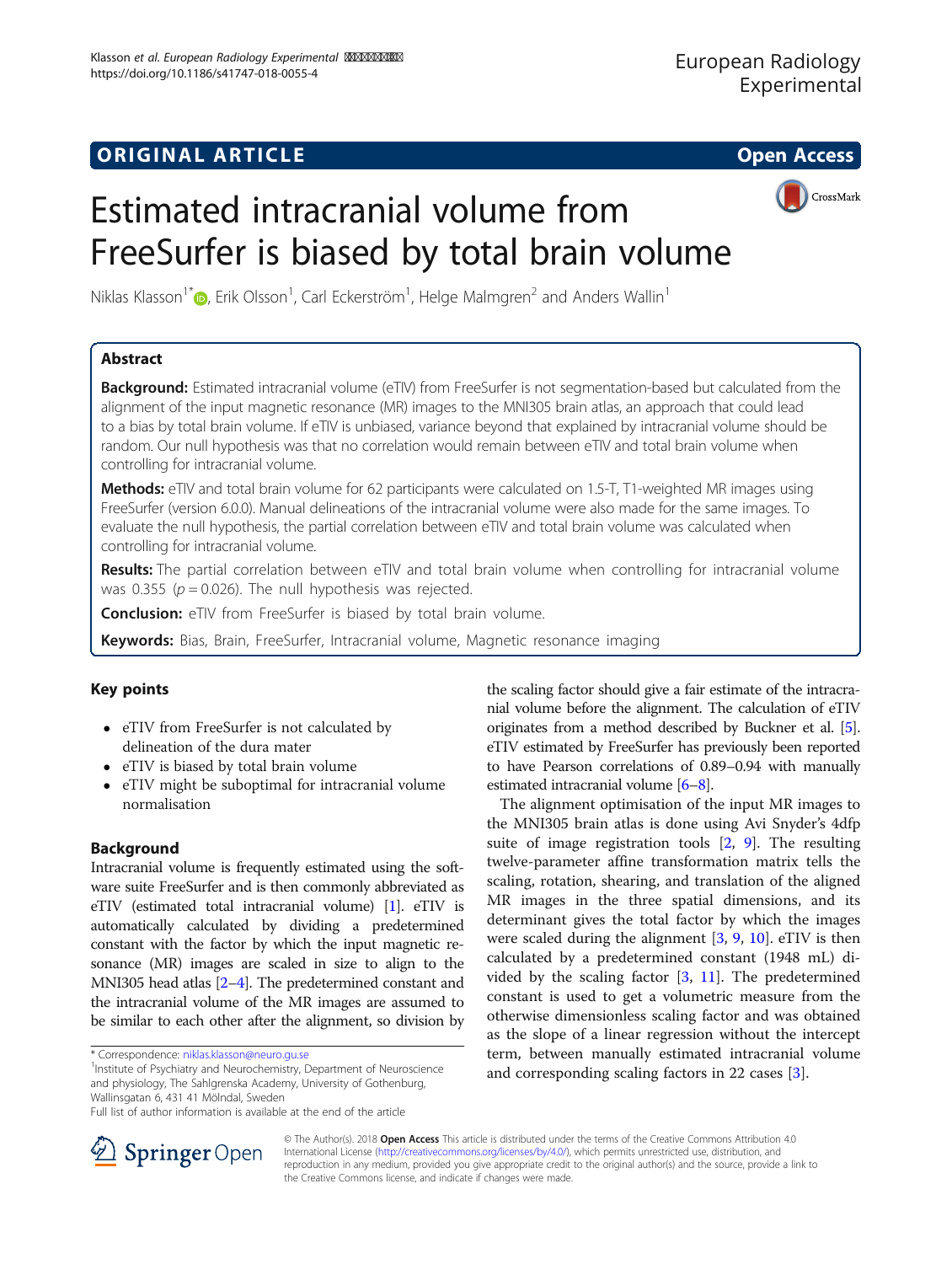**ORIGINAL ARTICLE** **Open Access**

# Estimated intracranial volume from FreeSurfer is biased by total brain volume

Niklas Klasson[1*], Erik Olsson[1], Carl Eckerström[1], Helge Malmgren[2] and Anders Wallin[1]

## Abstract

**Background:** Estimated intracranial volume (eTIV) from FreeSurfer is not segmentation-based but calculated from the alignment of the input magnetic resonance (MR) images to the MNI305 brain atlas, an approach that could lead to a bias by total brain volume. If eTIV is unbiased, variance beyond that explained by intracranial volume should be random. Our null hypothesis was that no correlation would remain between eTIV and total brain volume when controlling for intracranial volume.

**Methods:** eTIV and total brain volume for 62 participants were calculated on 1.5-T, T1-weighted MR images using FreeSurfer (version 6.0.0). Manual delineations of the intracranial volume were also made for the same images. To evaluate the null hypothesis, the partial correlation between eTIV and total brain volume was calculated when controlling for intracranial volume.

**Results:** The partial correlation between eTIV and total brain volume when controlling for intracranial volume was 0.355 ($p = 0.026$). The null hypothesis was rejected.

**Conclusion:** eTIV from FreeSurfer is biased by total brain volume.

**Keywords:** Bias, Brain, FreeSurfer, Intracranial volume, Magnetic resonance imaging

## Key points

- eTIV from FreeSurfer is not calculated by delineation of the dura mater
- eTIV is biased by total brain volume
- eTIV might be suboptimal for intracranial volume normalisation

## Background

Intracranial volume is frequently estimated using the software suite FreeSurfer and is then commonly abbreviated as eTIV (estimated total intracranial volume) [1]. eTIV is automatically calculated by dividing a predetermined constant with the factor by which the input magnetic resonance (MR) images are scaled in size to align to the MNI305 head atlas [2–4]. The predetermined constant and the intracranial volume of the MR images are assumed to be similar to each other after the alignment, so division by the scaling factor should give a fair estimate of the intracranial volume before the alignment. The calculation of eTIV originates from a method described by Buckner et al. [5]. eTIV estimated by FreeSurfer has previously been reported to have Pearson correlations of 0.89–0.94 with manually estimated intracranial volume [6–8].

The alignment optimisation of the input MR images to the MNI305 brain atlas is done using Avi Snyder's 4dfp suite of image registration tools [2, 9]. The resulting twelve-parameter affine transformation matrix tells the scaling, rotation, shearing, and translation of the aligned MR images in the three spatial dimensions, and its determinant gives the total factor by which the images were scaled during the alignment [3, 9, 10]. eTIV is then calculated by a predetermined constant (1948 mL) divided by the scaling factor [3, 11]. The predetermined constant is used to get a volumetric measure from the otherwise dimensionless scaling factor and was obtained as the slope of a linear regression without the intercept term, between manually estimated intracranial volume and corresponding scaling factors in 22 cases [3].

\* Correspondence: niklas.klasson@neuro.gu.se
[1] Institute of Psychiatry and Neurochemistry, Department of Neuroscience and physiology, The Sahlgrenska Academy, University of Gothenburg, Wallinsgatan 6, 431 41 Mölndal, Sweden
Full list of author information is available at the end of the article

© The Author(s). 2018 **Open Access** This article is distributed under the terms of the Creative Commons Attribution 4.0 International License (http://creativecommons.org/licenses/by/4.0/), which permits unrestricted use, distribution, and reproduction in any medium, provided you give appropriate credit to the original author(s) and the source, provide a link to the Creative Commons license, and indicate if changes were made.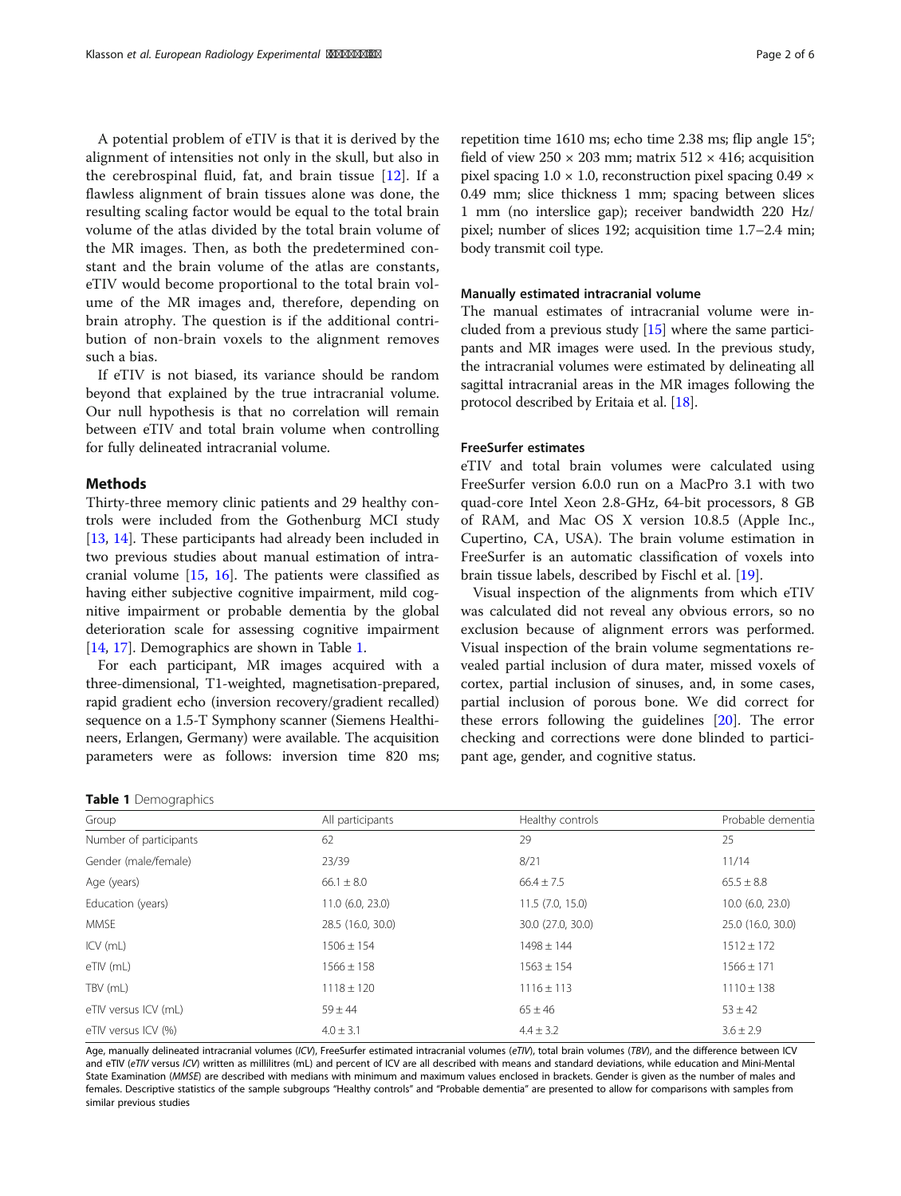A potential problem of eTIV is that it is derived by the alignment of intensities not only in the skull, but also in the cerebrospinal fluid, fat, and brain tissue [12]. If a flawless alignment of brain tissues alone was done, the resulting scaling factor would be equal to the total brain volume of the atlas divided by the total brain volume of the MR images. Then, as both the predetermined constant and the brain volume of the atlas are constants, eTIV would become proportional to the total brain volume of the MR images and, therefore, depending on brain atrophy. The question is if the additional contribution of non-brain voxels to the alignment removes such a bias.

If eTIV is not biased, its variance should be random beyond that explained by the true intracranial volume. Our null hypothesis is that no correlation will remain between eTIV and total brain volume when controlling for fully delineated intracranial volume.

## Methods

Thirty-three memory clinic patients and 29 healthy controls were included from the Gothenburg MCI study [13, 14]. These participants had already been included in two previous studies about manual estimation of intracranial volume [15, 16]. The patients were classified as having either subjective cognitive impairment, mild cognitive impairment or probable dementia by the global deterioration scale for assessing cognitive impairment [14, 17]. Demographics are shown in Table 1.

For each participant, MR images acquired with a three-dimensional, T1-weighted, magnetisation-prepared, rapid gradient echo (inversion recovery/gradient recalled) sequence on a 1.5-T Symphony scanner (Siemens Healthineers, Erlangen, Germany) were available. The acquisition parameters were as follows: inversion time 820 ms; repetition time 1610 ms; echo time 2.38 ms; flip angle 15°; field of view 250 × 203 mm; matrix 512 × 416; acquisition pixel spacing 1.0 × 1.0, reconstruction pixel spacing 0.49 × 0.49 mm; slice thickness 1 mm; spacing between slices 1 mm (no interslice gap); receiver bandwidth 220 Hz/pixel; number of slices 192; acquisition time 1.7–2.4 min; body transmit coil type.

### Manually estimated intracranial volume

The manual estimates of intracranial volume were included from a previous study [15] where the same participants and MR images were used. In the previous study, the intracranial volumes were estimated by delineating all sagittal intracranial areas in the MR images following the protocol described by Eritaia et al. [18].

### FreeSurfer estimates

eTIV and total brain volumes were calculated using FreeSurfer version 6.0.0 run on a MacPro 3.1 with two quad-core Intel Xeon 2.8-GHz, 64-bit processors, 8 GB of RAM, and Mac OS X version 10.8.5 (Apple Inc., Cupertino, CA, USA). The brain volume estimation in FreeSurfer is an automatic classification of voxels into brain tissue labels, described by Fischl et al. [19].

Visual inspection of the alignments from which eTIV was calculated did not reveal any obvious errors, so no exclusion because of alignment errors was performed. Visual inspection of the brain volume segmentations revealed partial inclusion of dura mater, missed voxels of cortex, partial inclusion of sinuses, and, in some cases, partial inclusion of porous bone. We did correct for these errors following the guidelines [20]. The error checking and corrections were done blinded to participant age, gender, and cognitive status.

**Table 1** Demographics

| Group | All participants | Healthy controls | Probable dementia |
|---|---|---|---|
| Number of participants | 62 | 29 | 25 |
| Gender (male/female) | 23/39 | 8/21 | 11/14 |
| Age (years) | 66.1 ± 8.0 | 66.4 ± 7.5 | 65.5 ± 8.8 |
| Education (years) | 11.0 (6.0, 23.0) | 11.5 (7.0, 15.0) | 10.0 (6.0, 23.0) |
| MMSE | 28.5 (16.0, 30.0) | 30.0 (27.0, 30.0) | 25.0 (16.0, 30.0) |
| ICV (mL) | 1506 ± 154 | 1498 ± 144 | 1512 ± 172 |
| eTIV (mL) | 1566 ± 158 | 1563 ± 154 | 1566 ± 171 |
| TBV (mL) | 1118 ± 120 | 1116 ± 113 | 1110 ± 138 |
| eTIV versus ICV (mL) | 59 ± 44 | 65 ± 46 | 53 ± 42 |
| eTIV versus ICV (%) | 4.0 ± 3.1 | 4.4 ± 3.2 | 3.6 ± 2.9 |

Age, manually delineated intracranial volumes (*ICV*), FreeSurfer estimated intracranial volumes (*eTIV*), total brain volumes (*TBV*), and the difference between ICV and eTIV (*eTIV* versus *ICV*) written as millilitres (mL) and percent of ICV are all described with means and standard deviations, while education and Mini-Mental State Examination (*MMSE*) are described with medians with minimum and maximum values enclosed in brackets. Gender is given as the number of males and females. Descriptive statistics of the sample subgroups "Healthy controls" and "Probable dementia" are presented to allow for comparisons with samples from similar previous studies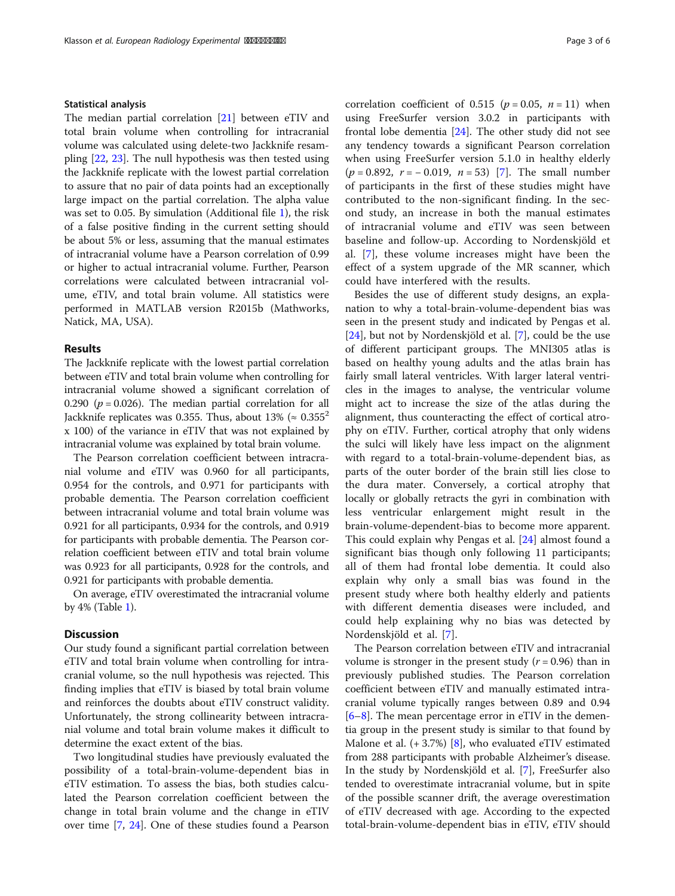### Statistical analysis

The median partial correlation [21] between eTIV and total brain volume when controlling for intracranial volume was calculated using delete-two Jackknife resampling [22, 23]. The null hypothesis was then tested using the Jackknife replicate with the lowest partial correlation to assure that no pair of data points had an exceptionally large impact on the partial correlation. The alpha value was set to 0.05. By simulation (Additional file 1), the risk of a false positive finding in the current setting should be about 5% or less, assuming that the manual estimates of intracranial volume have a Pearson correlation of 0.99 or higher to actual intracranial volume. Further, Pearson correlations were calculated between intracranial volume, eTIV, and total brain volume. All statistics were performed in MATLAB version R2015b (Mathworks, Natick, MA, USA).

## Results

The Jackknife replicate with the lowest partial correlation between eTIV and total brain volume when controlling for intracranial volume showed a significant correlation of 0.290 ($p = 0.026$). The median partial correlation for all Jackknife replicates was 0.355. Thus, about 13% ($\approx 0.355^2 \times 100$) of the variance in eTIV that was not explained by intracranial volume was explained by total brain volume.

The Pearson correlation coefficient between intracranial volume and eTIV was 0.960 for all participants, 0.954 for the controls, and 0.971 for participants with probable dementia. The Pearson correlation coefficient between intracranial volume and total brain volume was 0.921 for all participants, 0.934 for the controls, and 0.919 for participants with probable dementia. The Pearson correlation coefficient between eTIV and total brain volume was 0.923 for all participants, 0.928 for the controls, and 0.921 for participants with probable dementia.

On average, eTIV overestimated the intracranial volume by 4% (Table 1).

## Discussion

Our study found a significant partial correlation between eTIV and total brain volume when controlling for intracranial volume, so the null hypothesis was rejected. This finding implies that eTIV is biased by total brain volume and reinforces the doubts about eTIV construct validity. Unfortunately, the strong collinearity between intracranial volume and total brain volume makes it difficult to determine the exact extent of the bias.

Two longitudinal studies have previously evaluated the possibility of a total-brain-volume-dependent bias in eTIV estimation. To assess the bias, both studies calculated the Pearson correlation coefficient between the change in total brain volume and the change in eTIV over time [7, 24]. One of these studies found a Pearson correlation coefficient of 0.515 ($p = 0.05$, $n = 11$) when using FreeSurfer version 3.0.2 in participants with frontal lobe dementia [24]. The other study did not see any tendency towards a significant Pearson correlation when using FreeSurfer version 5.1.0 in healthy elderly ($p = 0.892$, $r = -0.019$, $n = 53$) [7]. The small number of participants in the first of these studies might have contributed to the non-significant finding. In the second study, an increase in both the manual estimates of intracranial volume and eTIV was seen between baseline and follow-up. According to Nordenskjöld et al. [7], these volume increases might have been the effect of a system upgrade of the MR scanner, which could have interfered with the results.

Besides the use of different study designs, an explanation to why a total-brain-volume-dependent bias was seen in the present study and indicated by Pengas et al. [24], but not by Nordenskjöld et al. [7], could be the use of different participant groups. The MNI305 atlas is based on healthy young adults and the atlas brain has fairly small lateral ventricles. With larger lateral ventricles in the images to analyse, the ventricular volume might act to increase the size of the atlas during the alignment, thus counteracting the effect of cortical atrophy on eTIV. Further, cortical atrophy that only widens the sulci will likely have less impact on the alignment with regard to a total-brain-volume-dependent bias, as parts of the outer border of the brain still lies close to the dura mater. Conversely, a cortical atrophy that locally or globally retracts the gyri in combination with less ventricular enlargement might result in the brain-volume-dependent-bias to become more apparent. This could explain why Pengas et al. [24] almost found a significant bias though only following 11 participants; all of them had frontal lobe dementia. It could also explain why only a small bias was found in the present study where both healthy elderly and patients with different dementia diseases were included, and could help explaining why no bias was detected by Nordenskjöld et al. [7].

The Pearson correlation between eTIV and intracranial volume is stronger in the present study ($r = 0.96$) than in previously published studies. The Pearson correlation coefficient between eTIV and manually estimated intracranial volume typically ranges between 0.89 and 0.94 [6–8]. The mean percentage error in eTIV in the dementia group in the present study is similar to that found by Malone et al. (+ 3.7%) [8], who evaluated eTIV estimated from 288 participants with probable Alzheimer's disease. In the study by Nordenskjöld et al. [7], FreeSurfer also tended to overestimate intracranial volume, but in spite of the possible scanner drift, the average overestimation of eTIV decreased with age. According to the expected total-brain-volume-dependent bias in eTIV, eTIV should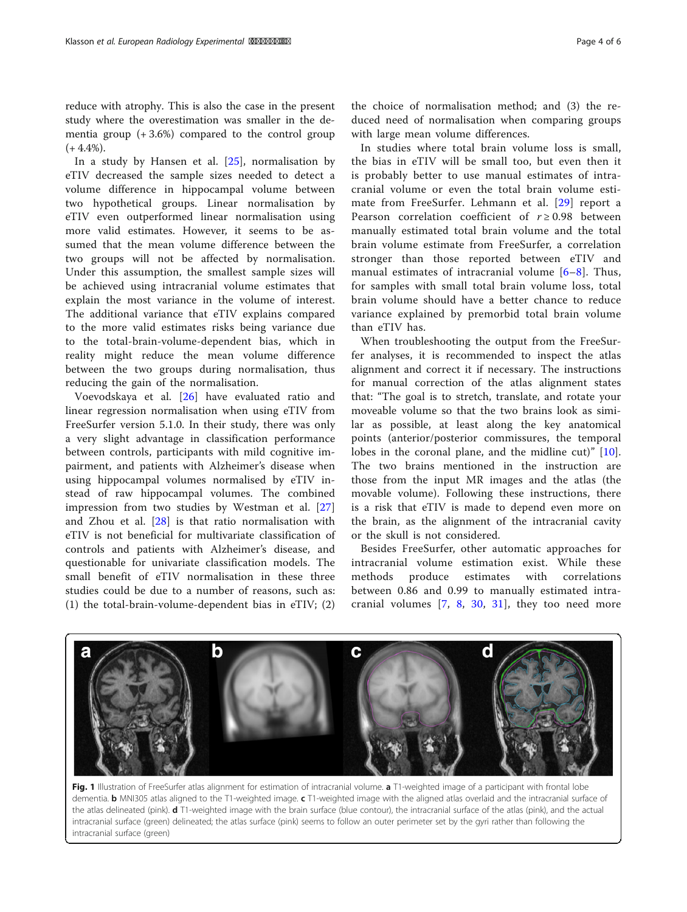reduce with atrophy. This is also the case in the present study where the overestimation was smaller in the dementia group (+ 3.6%) compared to the control group (+ 4.4%).

In a study by Hansen et al. [25], normalisation by eTIV decreased the sample sizes needed to detect a volume difference in hippocampal volume between two hypothetical groups. Linear normalisation by eTIV even outperformed linear normalisation using more valid estimates. However, it seems to be assumed that the mean volume difference between the two groups will not be affected by normalisation. Under this assumption, the smallest sample sizes will be achieved using intracranial volume estimates that explain the most variance in the volume of interest. The additional variance that eTIV explains compared to the more valid estimates risks being variance due to the total-brain-volume-dependent bias, which in reality might reduce the mean volume difference between the two groups during normalisation, thus reducing the gain of the normalisation.

Voevodskaya et al. [26] have evaluated ratio and linear regression normalisation when using eTIV from FreeSurfer version 5.1.0. In their study, there was only a very slight advantage in classification performance between controls, participants with mild cognitive impairment, and patients with Alzheimer's disease when using hippocampal volumes normalised by eTIV instead of raw hippocampal volumes. The combined impression from two studies by Westman et al. [27] and Zhou et al. [28] is that ratio normalisation with eTIV is not beneficial for multivariate classification of controls and patients with Alzheimer's disease, and questionable for univariate classification models. The small benefit of eTIV normalisation in these three studies could be due to a number of reasons, such as: (1) the total-brain-volume-dependent bias in eTIV; (2) the choice of normalisation method; and (3) the reduced need of normalisation when comparing groups with large mean volume differences.

In studies where total brain volume loss is small, the bias in eTIV will be small too, but even then it is probably better to use manual estimates of intracranial volume or even the total brain volume estimate from FreeSurfer. Lehmann et al. [29] report a Pearson correlation coefficient of $r \geq 0.98$ between manually estimated total brain volume and the total brain volume estimate from FreeSurfer, a correlation stronger than those reported between eTIV and manual estimates of intracranial volume [6–8]. Thus, for samples with small total brain volume loss, total brain volume should have a better chance to reduce variance explained by premorbid total brain volume than eTIV has.

When troubleshooting the output from the FreeSurfer analyses, it is recommended to inspect the atlas alignment and correct it if necessary. The instructions for manual correction of the atlas alignment states that: "The goal is to stretch, translate, and rotate your moveable volume so that the two brains look as similar as possible, at least along the key anatomical points (anterior/posterior commissures, the temporal lobes in the coronal plane, and the midline cut)" [10]. The two brains mentioned in the instruction are those from the input MR images and the atlas (the movable volume). Following these instructions, there is a risk that eTIV is made to depend even more on the brain, as the alignment of the intracranial cavity or the skull is not considered.

Besides FreeSurfer, other automatic approaches for intracranial volume estimation exist. While these methods produce estimates with correlations between 0.86 and 0.99 to manually estimated intracranial volumes [7, 8, 30, 31], they too need more

**Fig. 1** Illustration of FreeSurfer atlas alignment for estimation of intracranial volume. **a** T1-weighted image of a participant with frontal lobe dementia. **b** MNI305 atlas aligned to the T1-weighted image. **c** T1-weighted image with the aligned atlas overlaid and the intracranial surface of the atlas delineated (pink). **d** T1-weighted image with the brain surface (blue contour), the intracranial surface of the atlas (pink), and the actual intracranial surface (green) delineated; the atlas surface (pink) seems to follow an outer perimeter set by the gyri rather than following the intracranial surface (green)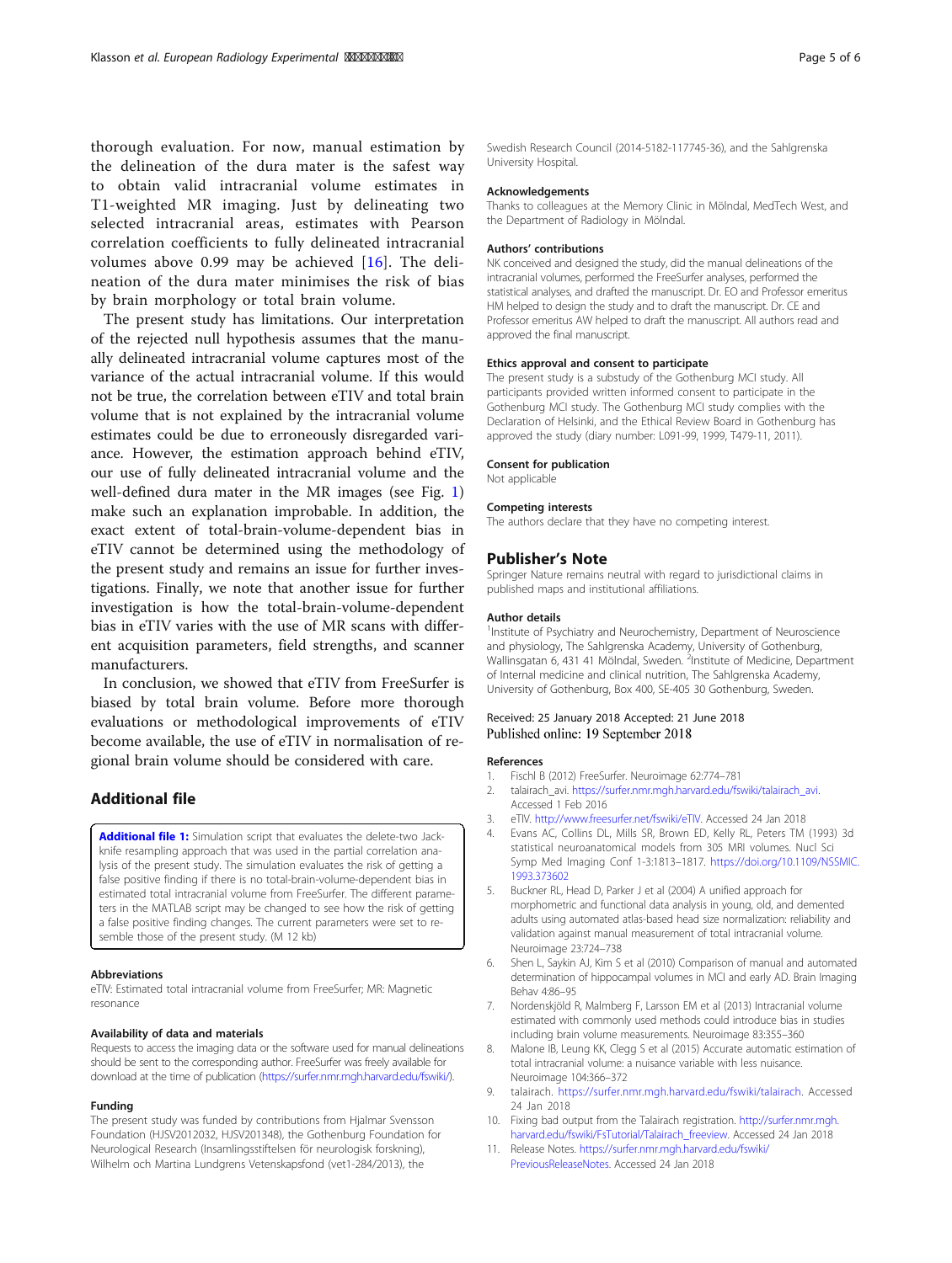thorough evaluation. For now, manual estimation by the delineation of the dura mater is the safest way to obtain valid intracranial volume estimates in T1-weighted MR imaging. Just by delineating two selected intracranial areas, estimates with Pearson correlation coefficients to fully delineated intracranial volumes above 0.99 may be achieved [16]. The delineation of the dura mater minimises the risk of bias by brain morphology or total brain volume.

The present study has limitations. Our interpretation of the rejected null hypothesis assumes that the manually delineated intracranial volume captures most of the variance of the actual intracranial volume. If this would not be true, the correlation between eTIV and total brain volume that is not explained by the intracranial volume estimates could be due to erroneously disregarded variance. However, the estimation approach behind eTIV, our use of fully delineated intracranial volume and the well-defined dura mater in the MR images (see Fig. 1) make such an explanation improbable. In addition, the exact extent of total-brain-volume-dependent bias in eTIV cannot be determined using the methodology of the present study and remains an issue for further investigations. Finally, we note that another issue for further investigation is how the total-brain-volume-dependent bias in eTIV varies with the use of MR scans with different acquisition parameters, field strengths, and scanner manufacturers.

In conclusion, we showed that eTIV from FreeSurfer is biased by total brain volume. Before more thorough evaluations or methodological improvements of eTIV become available, the use of eTIV in normalisation of regional brain volume should be considered with care.

## Additional file

**Additional file 1:** Simulation script that evaluates the delete-two Jackknife resampling approach that was used in the partial correlation analysis of the present study. The simulation evaluates the risk of getting a false positive finding if there is no total-brain-volume-dependent bias in estimated total intracranial volume from FreeSurfer. The different parameters in the MATLAB script may be changed to see how the risk of getting a false positive finding changes. The current parameters were set to resemble those of the present study. (M 12 kb)

#### Abbreviations

eTIV: Estimated total intracranial volume from FreeSurfer; MR: Magnetic resonance

#### Availability of data and materials

Requests to access the imaging data or the software used for manual delineations should be sent to the corresponding author. FreeSurfer was freely available for download at the time of publication (https://surfer.nmr.mgh.harvard.edu/fswiki/).

#### Funding

The present study was funded by contributions from Hjalmar Svensson Foundation (HJSV2012032, HJSV201348), the Gothenburg Foundation for Neurological Research (Insamlingsstiftelsen för neurologisk forskning), Wilhelm och Martina Lundgrens Vetenskapsfond (vet1-284/2013), the Swedish Research Council (2014-5182-117745-36), and the Sahlgrenska University Hospital.

#### Acknowledgements

Thanks to colleagues at the Memory Clinic in Mölndal, MedTech West, and the Department of Radiology in Mölndal.

#### Authors' contributions

NK conceived and designed the study, did the manual delineations of the intracranial volumes, performed the FreeSurfer analyses, performed the statistical analyses, and drafted the manuscript. Dr. EO and Professor emeritus HM helped to design the study and to draft the manuscript. Dr. CE and Professor emeritus AW helped to draft the manuscript. All authors read and approved the final manuscript.

#### Ethics approval and consent to participate

The present study is a substudy of the Gothenburg MCI study. All participants provided written informed consent to participate in the Gothenburg MCI study. The Gothenburg MCI study complies with the Declaration of Helsinki, and the Ethical Review Board in Gothenburg has approved the study (diary number: L091-99, 1999, T479-11, 2011).

#### Consent for publication

Not applicable

#### Competing interests

The authors declare that they have no competing interest.

## Publisher's Note

Springer Nature remains neutral with regard to jurisdictional claims in published maps and institutional affiliations.

#### Author details

[1]Institute of Psychiatry and Neurochemistry, Department of Neuroscience and physiology, The Sahlgrenska Academy, University of Gothenburg, Wallinsgatan 6, 431 41 Mölndal, Sweden. [2]Institute of Medicine, Department of Internal medicine and clinical nutrition, The Sahlgrenska Academy, University of Gothenburg, Box 400, SE-405 30 Gothenburg, Sweden.

Received: 25 January 2018 Accepted: 21 June 2018
Published online: 19 September 2018

#### References

1. Fischl B (2012) FreeSurfer. Neuroimage 62:774–781
2. talairach_avi. https://surfer.nmr.mgh.harvard.edu/fswiki/talairach_avi. Accessed 1 Feb 2016
3. eTIV. http://www.freesurfer.net/fswiki/eTIV. Accessed 24 Jan 2018
4. Evans AC, Collins DL, Mills SR, Brown ED, Kelly RL, Peters TM (1993) 3d statistical neuroanatomical models from 305 MRI volumes. Nucl Sci Symp Med Imaging Conf 1-3:1813–1817. https://doi.org/10.1109/NSSMIC.1993.373602
5. Buckner RL, Head D, Parker J et al (2004) A unified approach for morphometric and functional data analysis in young, old, and demented adults using automated atlas-based head size normalization: reliability and validation against manual measurement of total intracranial volume. Neuroimage 23:724–738
6. Shen L, Saykin AJ, Kim S et al (2010) Comparison of manual and automated determination of hippocampal volumes in MCI and early AD. Brain Imaging Behav 4:86–95
7. Nordenskjöld R, Malmberg F, Larsson EM et al (2013) Intracranial volume estimated with commonly used methods could introduce bias in studies including brain volume measurements. Neuroimage 83:355–360
8. Malone IB, Leung KK, Clegg S et al (2015) Accurate automatic estimation of total intracranial volume: a nuisance variable with less nuisance. Neuroimage 104:366–372
9. talairach. https://surfer.nmr.mgh.harvard.edu/fswiki/talairach. Accessed 24 Jan 2018
10. Fixing bad output from the Talairach registration. http://surfer.nmr.mgh.harvard.edu/fswiki/FsTutorial/Talairach_freeview. Accessed 24 Jan 2018
11. Release Notes. https://surfer.nmr.mgh.harvard.edu/fswiki/PreviousReleaseNotes. Accessed 24 Jan 2018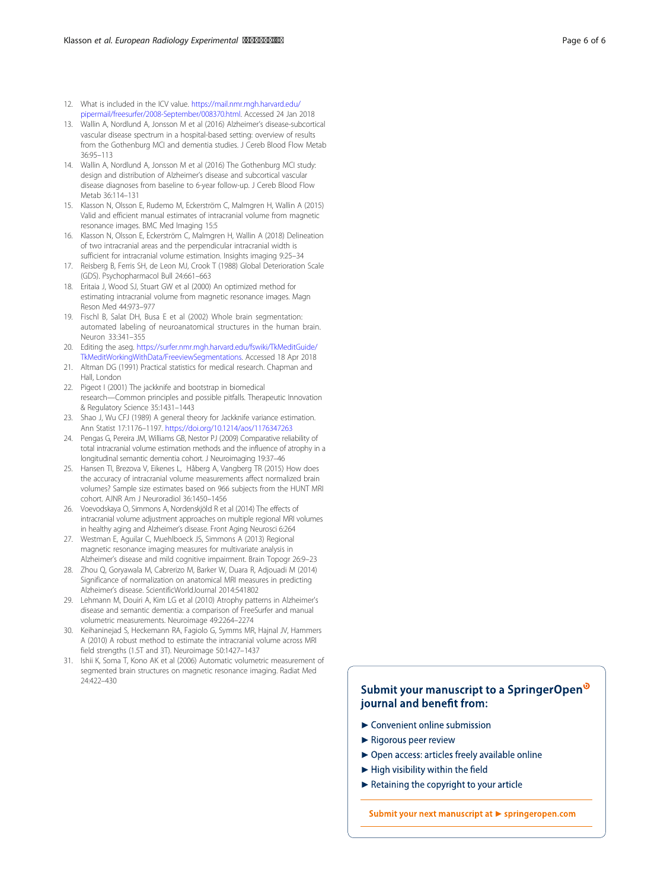12. What is included in the ICV value. https://mail.nmr.mgh.harvard.edu/pipermail/freesurfer/2008-September/008370.html. Accessed 24 Jan 2018
13. Wallin A, Nordlund A, Jonsson M et al (2016) Alzheimer's disease-subcortical vascular disease spectrum in a hospital-based setting: overview of results from the Gothenburg MCI and dementia studies. J Cereb Blood Flow Metab 36:95–113
14. Wallin A, Nordlund A, Jonsson M et al (2016) The Gothenburg MCI study: design and distribution of Alzheimer's disease and subcortical vascular disease diagnoses from baseline to 6-year follow-up. J Cereb Blood Flow Metab 36:114–131
15. Klasson N, Olsson E, Rudemo M, Eckerström C, Malmgren H, Wallin A (2015) Valid and efficient manual estimates of intracranial volume from magnetic resonance images. BMC Med Imaging 15:5
16. Klasson N, Olsson E, Eckerström C, Malmgren H, Wallin A (2018) Delineation of two intracranial areas and the perpendicular intracranial width is sufficient for intracranial volume estimation. Insights imaging 9:25–34
17. Reisberg B, Ferris SH, de Leon MJ, Crook T (1988) Global Deterioration Scale (GDS). Psychopharmacol Bull 24:661–663
18. Eritaia J, Wood SJ, Stuart GW et al (2000) An optimized method for estimating intracranial volume from magnetic resonance images. Magn Reson Med 44:973–977
19. Fischl B, Salat DH, Busa E et al (2002) Whole brain segmentation: automated labeling of neuroanatomical structures in the human brain. Neuron 33:341–355
20. Editing the aseg. https://surfer.nmr.mgh.harvard.edu/fswiki/TkMeditGuide/TkMeditWorkingWithData/FreeviewSegmentations. Accessed 18 Apr 2018
21. Altman DG (1991) Practical statistics for medical research. Chapman and Hall, London
22. Pigeot I (2001) The jackknife and bootstrap in biomedical research—Common principles and possible pitfalls. Therapeutic Innovation & Regulatory Science 35:1431–1443
23. Shao J, Wu CFJ (1989) A general theory for Jackknife variance estimation. Ann Statist 17:1176–1197. https://doi.org/10.1214/aos/1176347263
24. Pengas G, Pereira JM, Williams GB, Nestor PJ (2009) Comparative reliability of total intracranial volume estimation methods and the influence of atrophy in a longitudinal semantic dementia cohort. J Neuroimaging 19:37–46
25. Hansen TI, Brezova V, Eikenes L, Håberg A, Vangberg TR (2015) How does the accuracy of intracranial volume measurements affect normalized brain volumes? Sample size estimates based on 966 subjects from the HUNT MRI cohort. AJNR Am J Neuroradiol 36:1450–1456
26. Voevodskaya O, Simmons A, Nordenskjöld R et al (2014) The effects of intracranial volume adjustment approaches on multiple regional MRI volumes in healthy aging and Alzheimer's disease. Front Aging Neurosci 6:264
27. Westman E, Aguilar C, Muehlboeck JS, Simmons A (2013) Regional magnetic resonance imaging measures for multivariate analysis in Alzheimer's disease and mild cognitive impairment. Brain Topogr 26:9–23
28. Zhou Q, Goryawala M, Cabrerizo M, Barker W, Duara R, Adjouadi M (2014) Significance of normalization on anatomical MRI measures in predicting Alzheimer's disease. ScientificWorldJournal 2014:541802
29. Lehmann M, Douiri A, Kim LG et al (2010) Atrophy patterns in Alzheimer's disease and semantic dementia: a comparison of FreeSurfer and manual volumetric measurements. Neuroimage 49:2264–2274
30. Keihaninejad S, Heckemann RA, Fagiolo G, Symms MR, Hajnal JV, Hammers A (2010) A robust method to estimate the intracranial volume across MRI field strengths (1.5T and 3T). Neuroimage 50:1427–1437
31. Ishii K, Soma T, Kono AK et al (2006) Automatic volumetric measurement of segmented brain structures on magnetic resonance imaging. Radiat Med 24:422–430

**Submit your manuscript to a SpringerOpen journal and benefit from:**

- ► Convenient online submission
- ► Rigorous peer review
- ► Open access: articles freely available online
- ► High visibility within the field
- ► Retaining the copyright to your article

**Submit your next manuscript at ► springeropen.com**